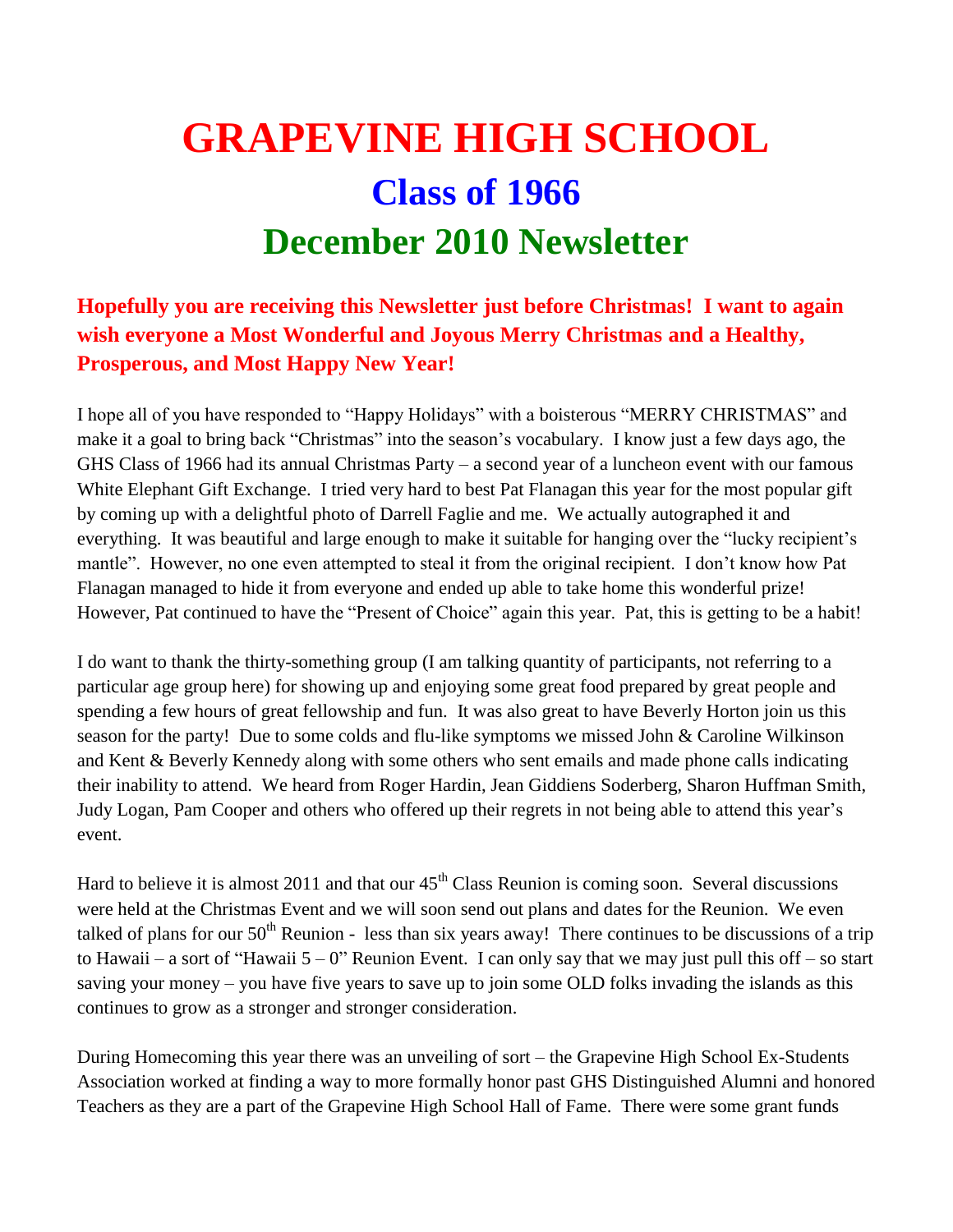# GRAPEVINE HIGH SCHOOL

## Class of 1966

## December 2010 Newsletter

**Hopefully you are receiving this Newsletter just before Christmas! I want to again wish everyone a Most Wonderful and Joyous Merry Christmas and a Healthy, Prosperous, and Most Happy New Year!**

I hope all of you have responded to "Happy Holidays" with a boisterous "MERRY CHRISTMAS" and make it a goal to bring back "Christmas" into the season's vocabulary. I know just a few days ago, the GHS Class of 1966 had its annual Christmas Party – a second year of a luncheon event with our famous White Elephant Gift Exchange. I tried very hard to best Pat Flanagan this year for the most popular gift by coming up with a delightful photo of Darrell Faglie and me. We actually autographed it and everything. It was beautiful and large enough to make it suitable for hanging over the "lucky recipient's mantle". However, no one even attempted to steal it from the original recipient. I don't know how Pat Flanagan managed to hide it from everyone and ended up able to take home this wonderful prize! However, Pat continued to have the "Present of Choice" again this year. Pat, this is getting to be a habit!

I do want to thank the thirty-something group (I am talking quantity of participants, not referring to a particular age group here) for showing up and enjoying some great food prepared by great people and spending a few hours of great fellowship and fun. It was also great to have Beverly Horton join us this season for the party! Due to some colds and flu-like symptoms we missed John & Caroline Wilkinson and Kent & Beverly Kennedy along with some others who sent emails and made phone calls indicating their inability to attend. We heard from Roger Hardin, Jean Giddiens Soderberg, Sharon Huffman Smith, Judy Logan, Pam Cooper and others who offered up their regrets in not being able to attend this year's event.

Hard to believe it is almost 2011 and that our 45th Class Reunion is coming soon. Several discussions were held at the Christmas Event and we will soon send out plans and dates for the Reunion. We even talked of plans for our 50th Reunion - less than six years away! There continues to be discussions of a trip to Hawaii – a sort of "Hawaii 5 – 0" Reunion Event. I can only say that we may just pull this off – so start saving your money – you have five years to save up to join some OLD folks invading the islands as this continues to grow as a stronger and stronger consideration.

During Homecoming this year there was an unveiling of sort – the Grapevine High School Ex-Students Association worked at finding a way to more formally honor past GHS Distinguished Alumni and honored Teachers as they are a part of the Grapevine High School Hall of Fame. There were some grant funds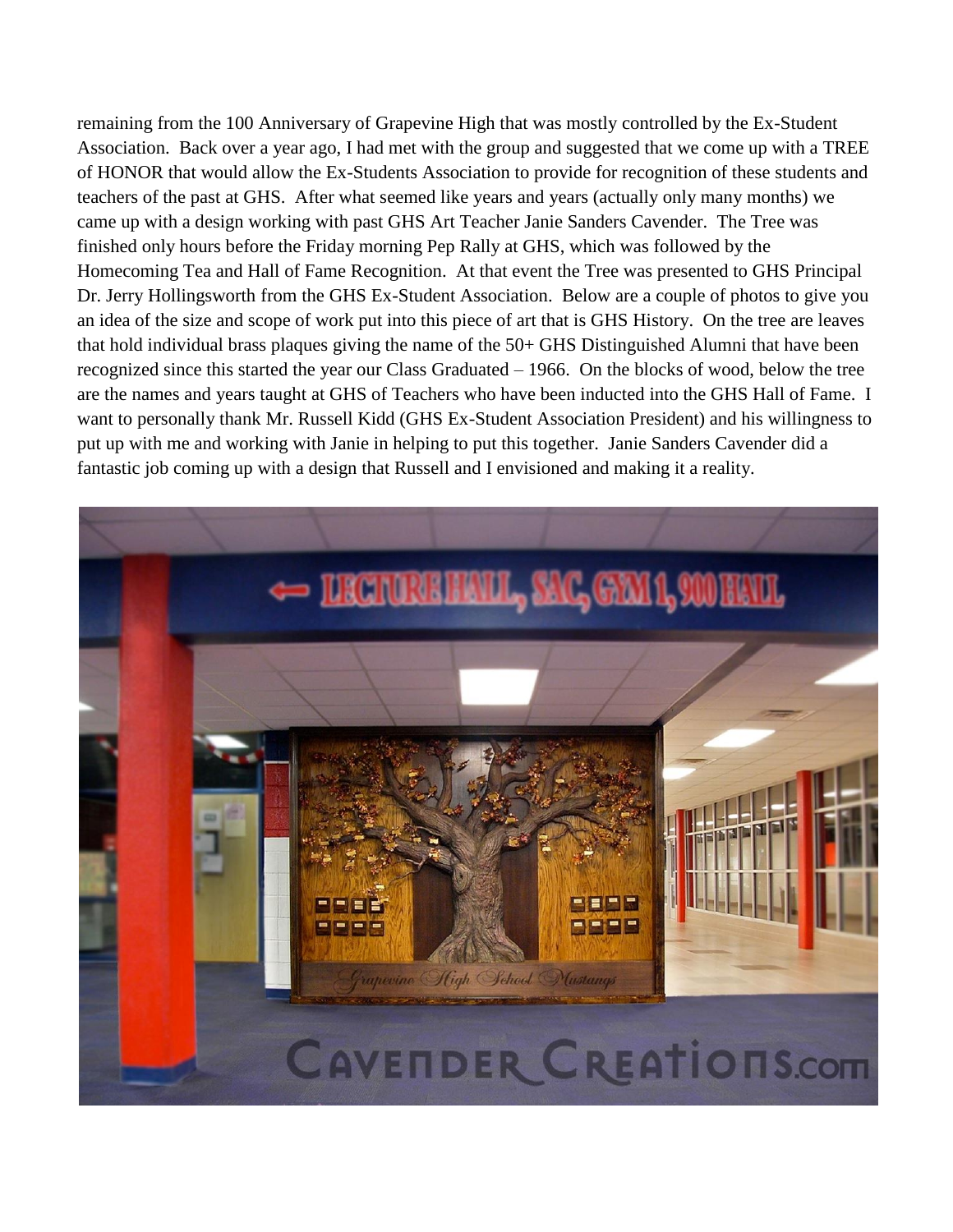remaining from the 100 Anniversary of Grapevine High that was mostly controlled by the Ex-Student Association. Back over a year ago, I had met with the group and suggested that we come up with a TREE of HONOR that would allow the Ex-Students Association to provide for recognition of these students and teachers of the past at GHS. After what seemed like years and years (actually only many months) we came up with a design working with past GHS Art Teacher Janie Sanders Cavender. The Tree was finished only hours before the Friday morning Pep Rally at GHS, which was followed by the Homecoming Tea and Hall of Fame Recognition. At that event the Tree was presented to GHS Principal Dr. Jerry Hollingsworth from the GHS Ex-Student Association. Below are a couple of photos to give you an idea of the size and scope of work put into this piece of art that is GHS History. On the tree are leaves that hold individual brass plaques giving the name of the 50+ GHS Distinguished Alumni that have been recognized since this started the year our Class Graduated – 1966. On the blocks of wood, below the tree are the names and years taught at GHS of Teachers who have been inducted into the GHS Hall of Fame. I want to personally thank Mr. Russell Kidd (GHS Ex-Student Association President) and his willingness to put up with me and working with Janie in helping to put this together. Janie Sanders Cavender did a fantastic job coming up with a design that Russell and I envisioned and making it a reality.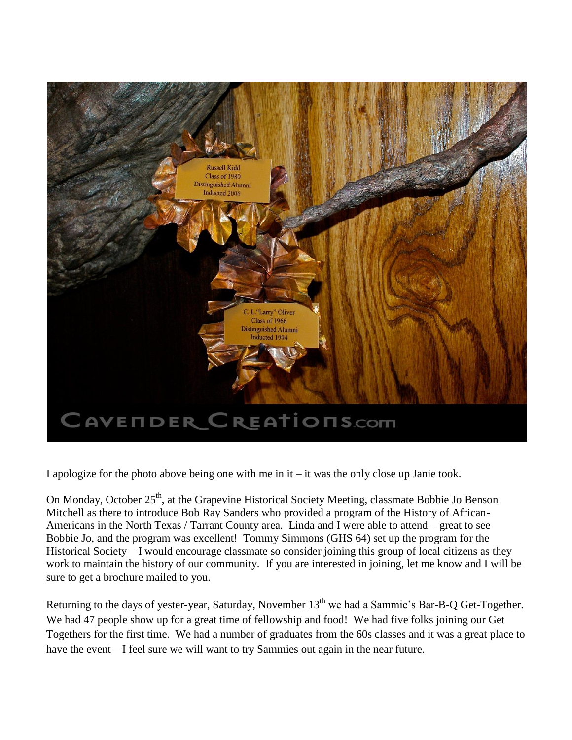I apologize for the photo above being one with me in it – it was the only close up Janie took.

On Monday, October 25th, at the Grapevine Historical Society Meeting, classmate Bobbie Jo Benson Mitchell as there to introduce Bob Ray Sanders who provided a program of the History of African-Americans in the North Texas / Tarrant County area. Linda and I were able to attend – great to see Bobbie Jo, and the program was excellent! Tommy Simmons (GHS 64) set up the program for the Historical Society – I would encourage classmate so consider joining this group of local citizens as they work to maintain the history of our community. If you are interested in joining, let me know and I will be sure to get a brochure mailed to you.

Returning to the days of yester-year, Saturday, November 13th we had a Sammie's Bar-B-Q Get-Together. We had 47 people show up for a great time of fellowship and food! We had five folks joining our Get Togethers for the first time. We had a number of graduates from the 60s classes and it was a great place to have the event – I feel sure we will want to try Sammies out again in the near future.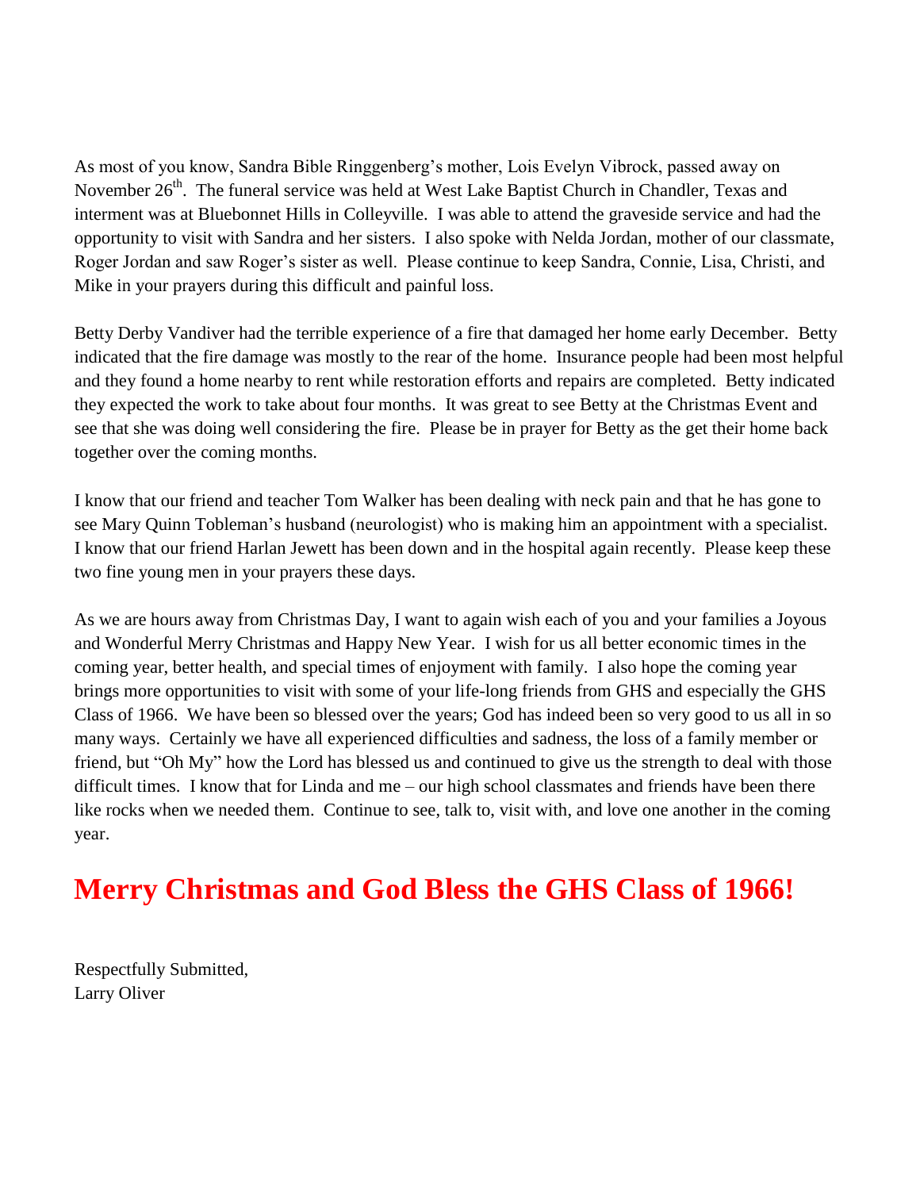As most of you know, Sandra Bible Ringgenberg's mother, Lois Evelyn Vibrock, passed away on November 26th. The funeral service was held at West Lake Baptist Church in Chandler, Texas and interment was at Bluebonnet Hills in Colleyville. I was able to attend the graveside service and had the opportunity to visit with Sandra and her sisters. I also spoke with Nelda Jordan, mother of our classmate, Roger Jordan and saw Roger's sister as well. Please continue to keep Sandra, Connie, Lisa, Christi, and Mike in your prayers during this difficult and painful loss.

Betty Derby Vandiver had the terrible experience of a fire that damaged her home early December. Betty indicated that the fire damage was mostly to the rear of the home. Insurance people had been most helpful and they found a home nearby to rent while restoration efforts and repairs are completed. Betty indicated they expected the work to take about four months. It was great to see Betty at the Christmas Event and see that she was doing well considering the fire. Please be in prayer for Betty as the get their home back together over the coming months.

I know that our friend and teacher Tom Walker has been dealing with neck pain and that he has gone to see Mary Quinn Tobleman's husband (neurologist) who is making him an appointment with a specialist. I know that our friend Harlan Jewett has been down and in the hospital again recently. Please keep these two fine young men in your prayers these days.

As we are hours away from Christmas Day, I want to again wish each of you and your families a Joyous and Wonderful Merry Christmas and Happy New Year. I wish for us all better economic times in the coming year, better health, and special times of enjoyment with family. I also hope the coming year brings more opportunities to visit with some of your life-long friends from GHS and especially the GHS Class of 1966. We have been so blessed over the years; God has indeed been so very good to us all in so many ways. Certainly we have all experienced difficulties and sadness, the loss of a family member or friend, but "Oh My" how the Lord has blessed us and continued to give us the strength to deal with those difficult times. I know that for Linda and me – our high school classmates and friends have been there like rocks when we needed them. Continue to see, talk to, visit with, and love one another in the coming year.

## Merry Christmas and God Bless the GHS Class of 1966!

Respectfully Submitted,
Larry Oliver